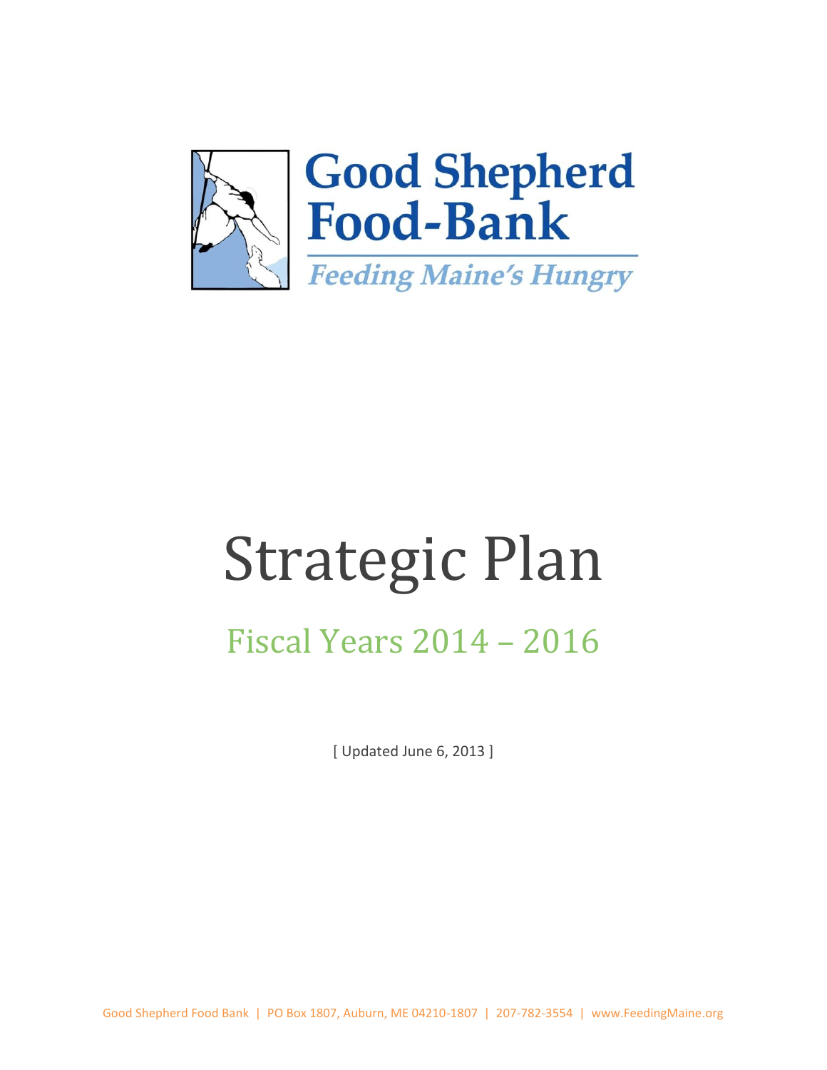Good Shepherd Food-Bank

*Feeding Maine's Hungry*

# Strategic Plan

## Fiscal Years 2014 – 2016

[ Updated June 6, 2013 ]

Good Shepherd Food Bank | PO Box 1807, Auburn, ME 04210-1807 | 207-782-3554 | www.FeedingMaine.org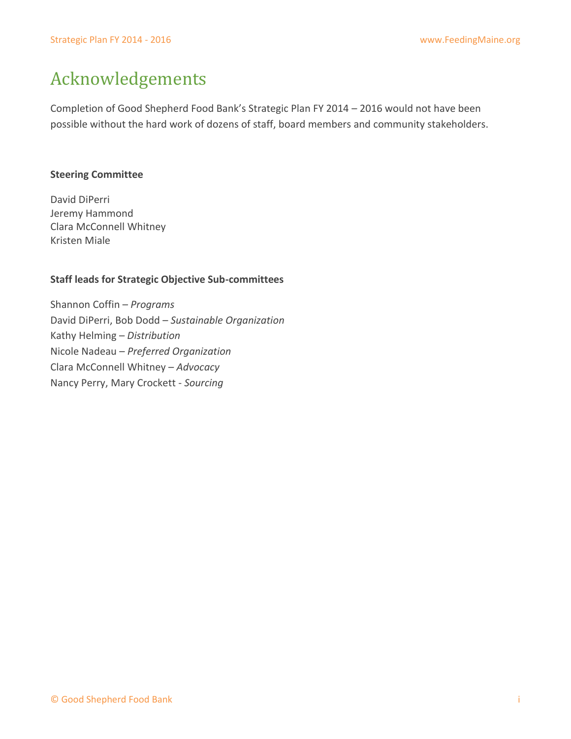# Acknowledgements

Completion of Good Shepherd Food Bank's Strategic Plan FY 2014 – 2016 would not have been possible without the hard work of dozens of staff, board members and community stakeholders.

**Steering Committee**

David DiPerri  
Jeremy Hammond  
Clara McConnell Whitney  
Kristen Miale

**Staff leads for Strategic Objective Sub-committees**

Shannon Coffin – *Programs*  
David DiPerri, Bob Dodd – *Sustainable Organization*  
Kathy Helming – *Distribution*  
Nicole Nadeau – *Preferred Organization*  
Clara McConnell Whitney – *Advocacy*  
Nancy Perry, Mary Crockett - *Sourcing*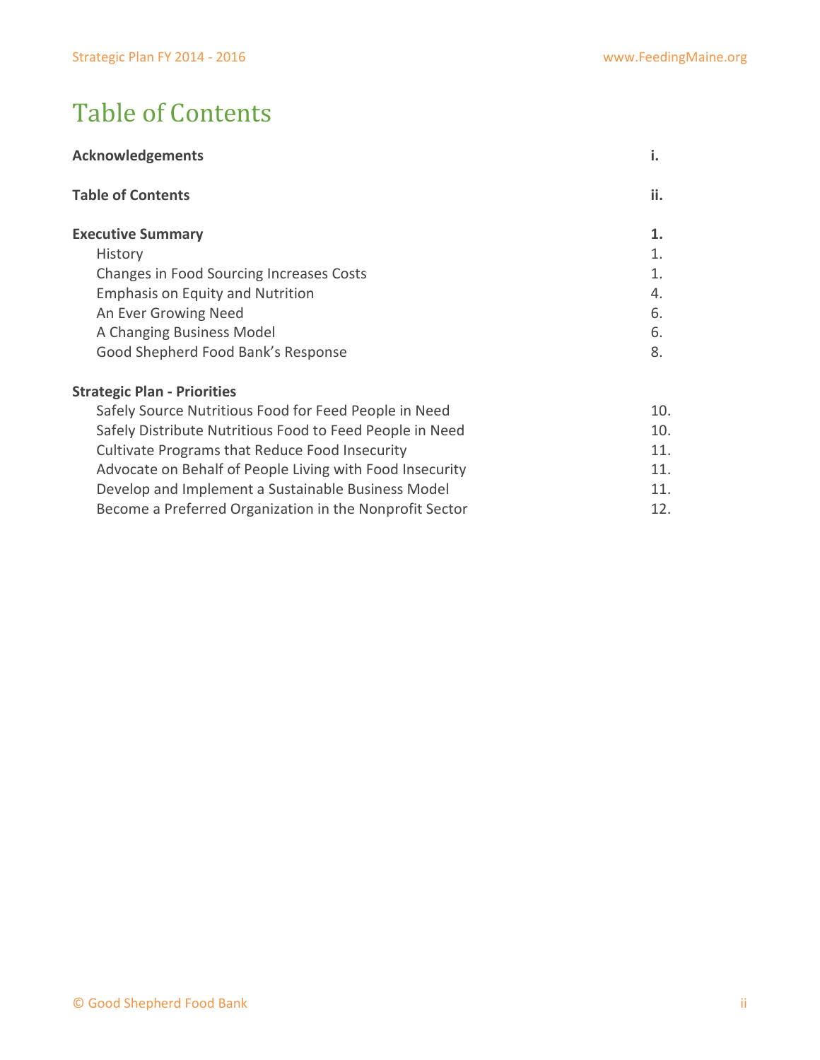# Table of Contents

| | |
|---|---|
| **Acknowledgements** | **i.** |
| **Table of Contents** | **ii.** |
| **Executive Summary** | **1.** |
| History | 1. |
| Changes in Food Sourcing Increases Costs | 1. |
| Emphasis on Equity and Nutrition | 4. |
| An Ever Growing Need | 6. |
| A Changing Business Model | 6. |
| Good Shepherd Food Bank's Response | 8. |
| **Strategic Plan - Priorities** | |
| Safely Source Nutritious Food for Feed People in Need | 10. |
| Safely Distribute Nutritious Food to Feed People in Need | 10. |
| Cultivate Programs that Reduce Food Insecurity | 11. |
| Advocate on Behalf of People Living with Food Insecurity | 11. |
| Develop and Implement a Sustainable Business Model | 11. |
| Become a Preferred Organization in the Nonprofit Sector | 12. |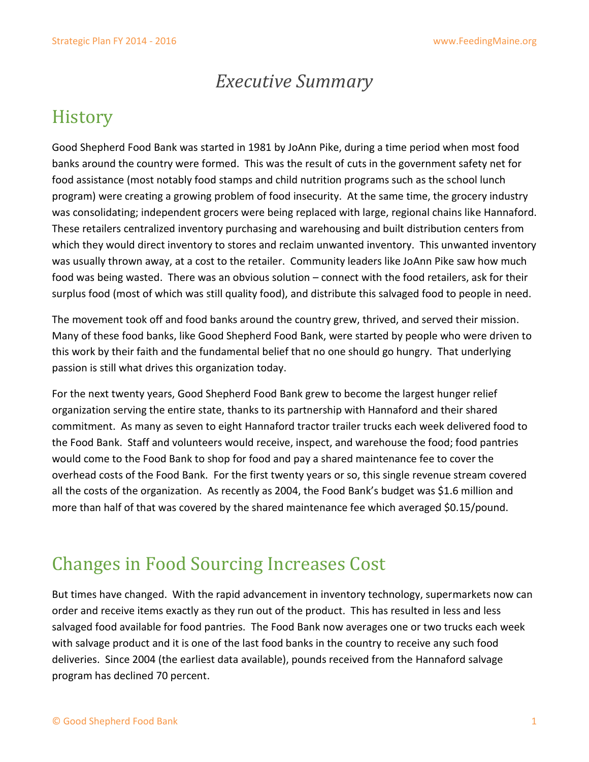# *Executive Summary*

## History

Good Shepherd Food Bank was started in 1981 by JoAnn Pike, during a time period when most food banks around the country were formed. This was the result of cuts in the government safety net for food assistance (most notably food stamps and child nutrition programs such as the school lunch program) were creating a growing problem of food insecurity. At the same time, the grocery industry was consolidating; independent grocers were being replaced with large, regional chains like Hannaford. These retailers centralized inventory purchasing and warehousing and built distribution centers from which they would direct inventory to stores and reclaim unwanted inventory. This unwanted inventory was usually thrown away, at a cost to the retailer. Community leaders like JoAnn Pike saw how much food was being wasted. There was an obvious solution – connect with the food retailers, ask for their surplus food (most of which was still quality food), and distribute this salvaged food to people in need.

The movement took off and food banks around the country grew, thrived, and served their mission. Many of these food banks, like Good Shepherd Food Bank, were started by people who were driven to this work by their faith and the fundamental belief that no one should go hungry. That underlying passion is still what drives this organization today.

For the next twenty years, Good Shepherd Food Bank grew to become the largest hunger relief organization serving the entire state, thanks to its partnership with Hannaford and their shared commitment. As many as seven to eight Hannaford tractor trailer trucks each week delivered food to the Food Bank. Staff and volunteers would receive, inspect, and warehouse the food; food pantries would come to the Food Bank to shop for food and pay a shared maintenance fee to cover the overhead costs of the Food Bank. For the first twenty years or so, this single revenue stream covered all the costs of the organization. As recently as 2004, the Food Bank's budget was $1.6 million and more than half of that was covered by the shared maintenance fee which averaged $0.15/pound.

## Changes in Food Sourcing Increases Cost

But times have changed. With the rapid advancement in inventory technology, supermarkets now can order and receive items exactly as they run out of the product. This has resulted in less and less salvaged food available for food pantries. The Food Bank now averages one or two trucks each week with salvage product and it is one of the last food banks in the country to receive any such food deliveries. Since 2004 (the earliest data available), pounds received from the Hannaford salvage program has declined 70 percent.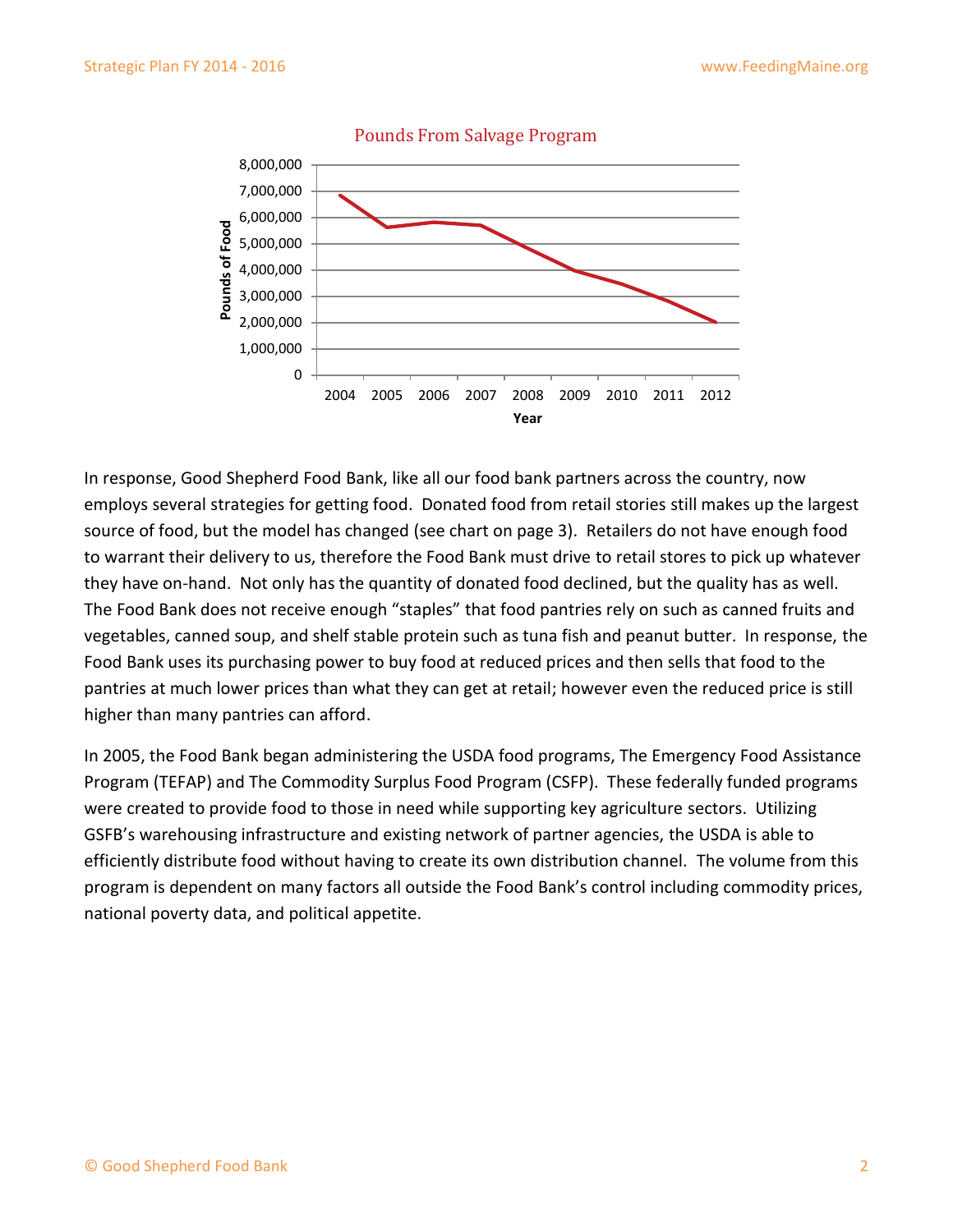**Pounds From Salvage Program**

In response, Good Shepherd Food Bank, like all our food bank partners across the country, now employs several strategies for getting food. Donated food from retail stories still makes up the largest source of food, but the model has changed (see chart on page 3). Retailers do not have enough food to warrant their delivery to us, therefore the Food Bank must drive to retail stores to pick up whatever they have on-hand. Not only has the quantity of donated food declined, but the quality has as well. The Food Bank does not receive enough "staples" that food pantries rely on such as canned fruits and vegetables, canned soup, and shelf stable protein such as tuna fish and peanut butter. In response, the Food Bank uses its purchasing power to buy food at reduced prices and then sells that food to the pantries at much lower prices than what they can get at retail; however even the reduced price is still higher than many pantries can afford.

In 2005, the Food Bank began administering the USDA food programs, The Emergency Food Assistance Program (TEFAP) and The Commodity Surplus Food Program (CSFP). These federally funded programs were created to provide food to those in need while supporting key agriculture sectors. Utilizing GSFB's warehousing infrastructure and existing network of partner agencies, the USDA is able to efficiently distribute food without having to create its own distribution channel. The volume from this program is dependent on many factors all outside the Food Bank's control including commodity prices, national poverty data, and political appetite.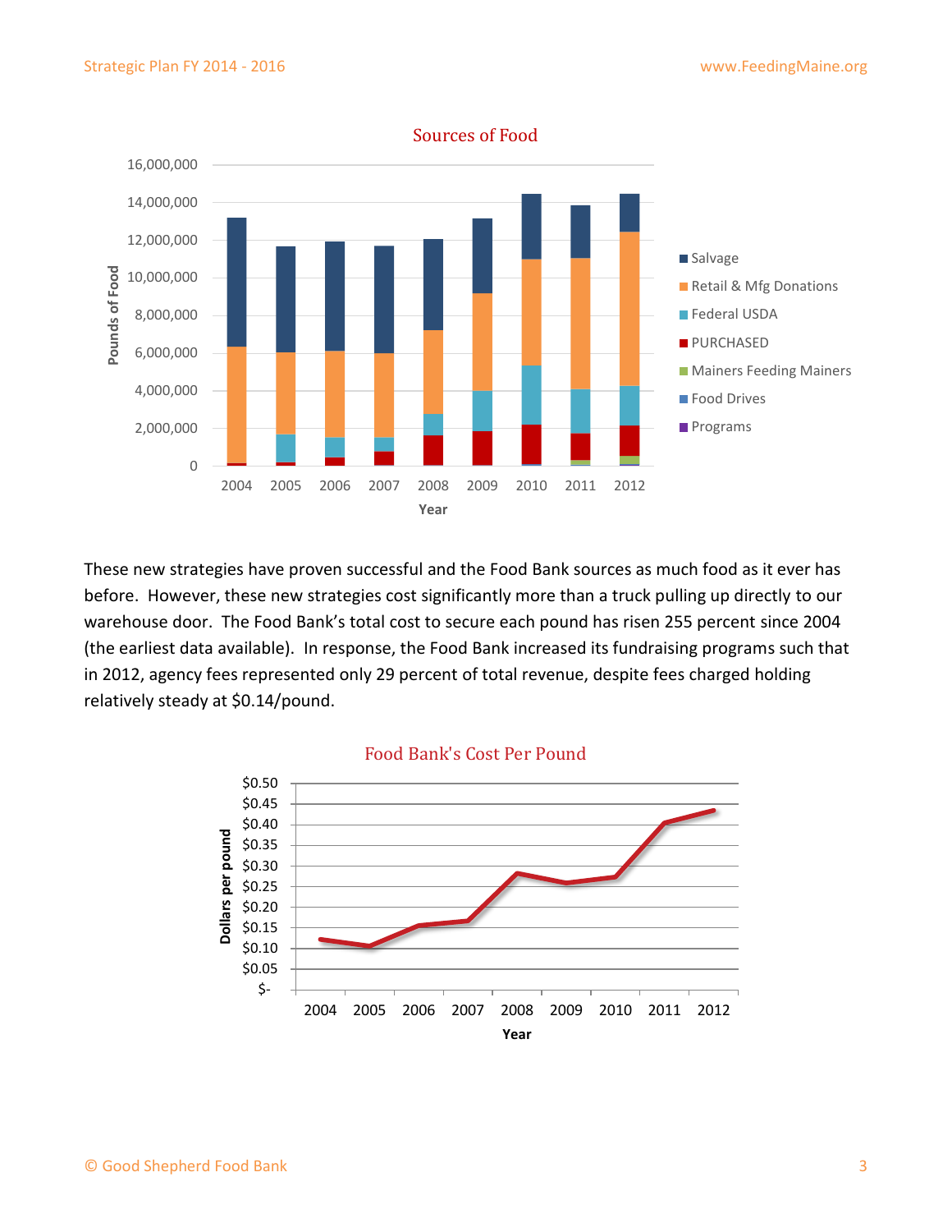Sources of Food

These new strategies have proven successful and the Food Bank sources as much food as it ever has before. However, these new strategies cost significantly more than a truck pulling up directly to our warehouse door. The Food Bank's total cost to secure each pound has risen 255 percent since 2004 (the earliest data available). In response, the Food Bank increased its fundraising programs such that in 2012, agency fees represented only 29 percent of total revenue, despite fees charged holding relatively steady at $0.14/pound.

Food Bank's Cost Per Pound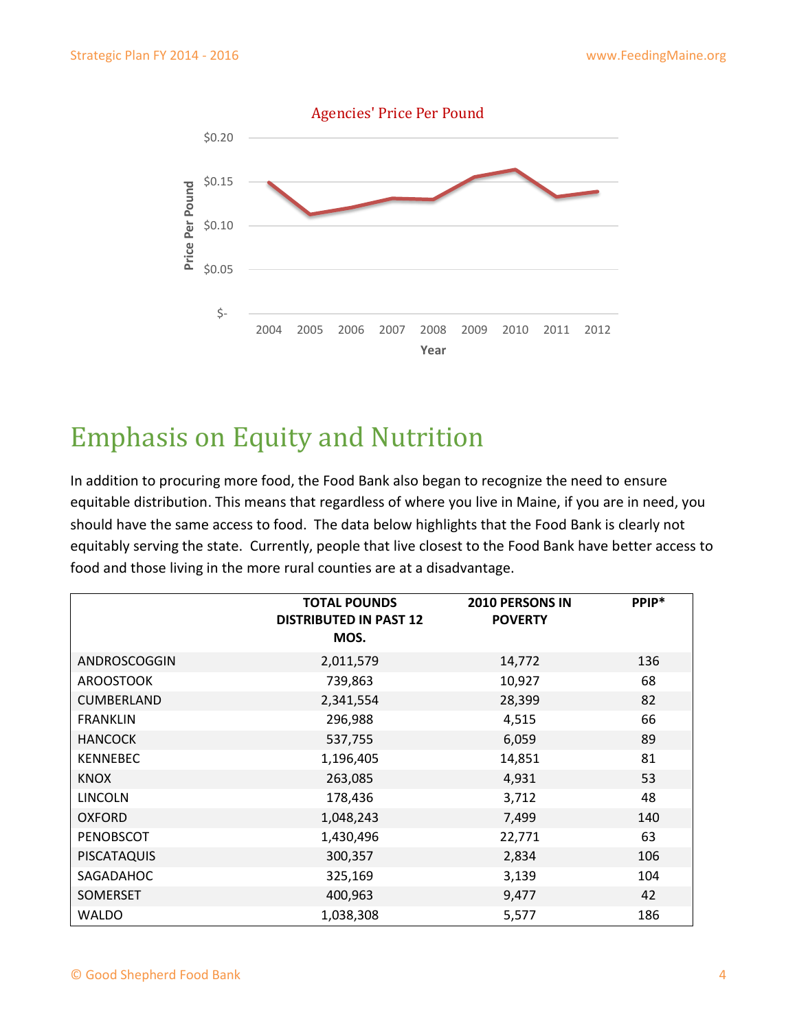Agencies' Price Per Pound

# Emphasis on Equity and Nutrition

In addition to procuring more food, the Food Bank also began to recognize the need to ensure equitable distribution. This means that regardless of where you live in Maine, if you are in need, you should have the same access to food. The data below highlights that the Food Bank is clearly not equitably serving the state. Currently, people that live closest to the Food Bank have better access to food and those living in the more rural counties are at a disadvantage.

| | TOTAL POUNDS DISTRIBUTED IN PAST 12 MOS. | 2010 PERSONS IN POVERTY | PPIP* |
|---|---|---|---|
| ANDROSCOGGIN | 2,011,579 | 14,772 | 136 |
| AROOSTOOK | 739,863 | 10,927 | 68 |
| CUMBERLAND | 2,341,554 | 28,399 | 82 |
| FRANKLIN | 296,988 | 4,515 | 66 |
| HANCOCK | 537,755 | 6,059 | 89 |
| KENNEBEC | 1,196,405 | 14,851 | 81 |
| KNOX | 263,085 | 4,931 | 53 |
| LINCOLN | 178,436 | 3,712 | 48 |
| OXFORD | 1,048,243 | 7,499 | 140 |
| PENOBSCOT | 1,430,496 | 22,771 | 63 |
| PISCATAQUIS | 300,357 | 2,834 | 106 |
| SAGADAHOC | 325,169 | 3,139 | 104 |
| SOMERSET | 400,963 | 9,477 | 42 |
| WALDO | 1,038,308 | 5,577 | 186 |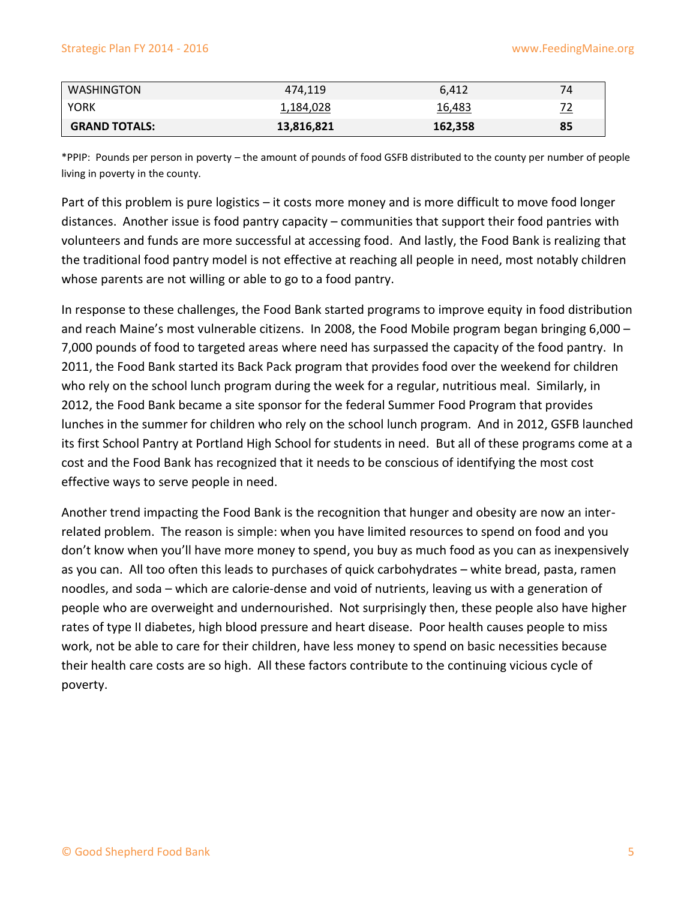| | | | |
|---|---|---|---|
| WASHINGTON | 474,119 | 6,412 | 74 |
| YORK | 1,184,028 | 16,483 | 72 |
| **GRAND TOTALS:** | **13,816,821** | **162,358** | **85** |

*PPIP: Pounds per person in poverty – the amount of pounds of food GSFB distributed to the county per number of people living in poverty in the county.

Part of this problem is pure logistics – it costs more money and is more difficult to move food longer distances. Another issue is food pantry capacity – communities that support their food pantries with volunteers and funds are more successful at accessing food. And lastly, the Food Bank is realizing that the traditional food pantry model is not effective at reaching all people in need, most notably children whose parents are not willing or able to go to a food pantry.

In response to these challenges, the Food Bank started programs to improve equity in food distribution and reach Maine's most vulnerable citizens. In 2008, the Food Mobile program began bringing 6,000 – 7,000 pounds of food to targeted areas where need has surpassed the capacity of the food pantry. In 2011, the Food Bank started its Back Pack program that provides food over the weekend for children who rely on the school lunch program during the week for a regular, nutritious meal. Similarly, in 2012, the Food Bank became a site sponsor for the federal Summer Food Program that provides lunches in the summer for children who rely on the school lunch program. And in 2012, GSFB launched its first School Pantry at Portland High School for students in need. But all of these programs come at a cost and the Food Bank has recognized that it needs to be conscious of identifying the most cost effective ways to serve people in need.

Another trend impacting the Food Bank is the recognition that hunger and obesity are now an inter-related problem. The reason is simple: when you have limited resources to spend on food and you don't know when you'll have more money to spend, you buy as much food as you can as inexpensively as you can. All too often this leads to purchases of quick carbohydrates – white bread, pasta, ramen noodles, and soda – which are calorie-dense and void of nutrients, leaving us with a generation of people who are overweight and undernourished. Not surprisingly then, these people also have higher rates of type II diabetes, high blood pressure and heart disease. Poor health causes people to miss work, not be able to care for their children, have less money to spend on basic necessities because their health care costs are so high. All these factors contribute to the continuing vicious cycle of poverty.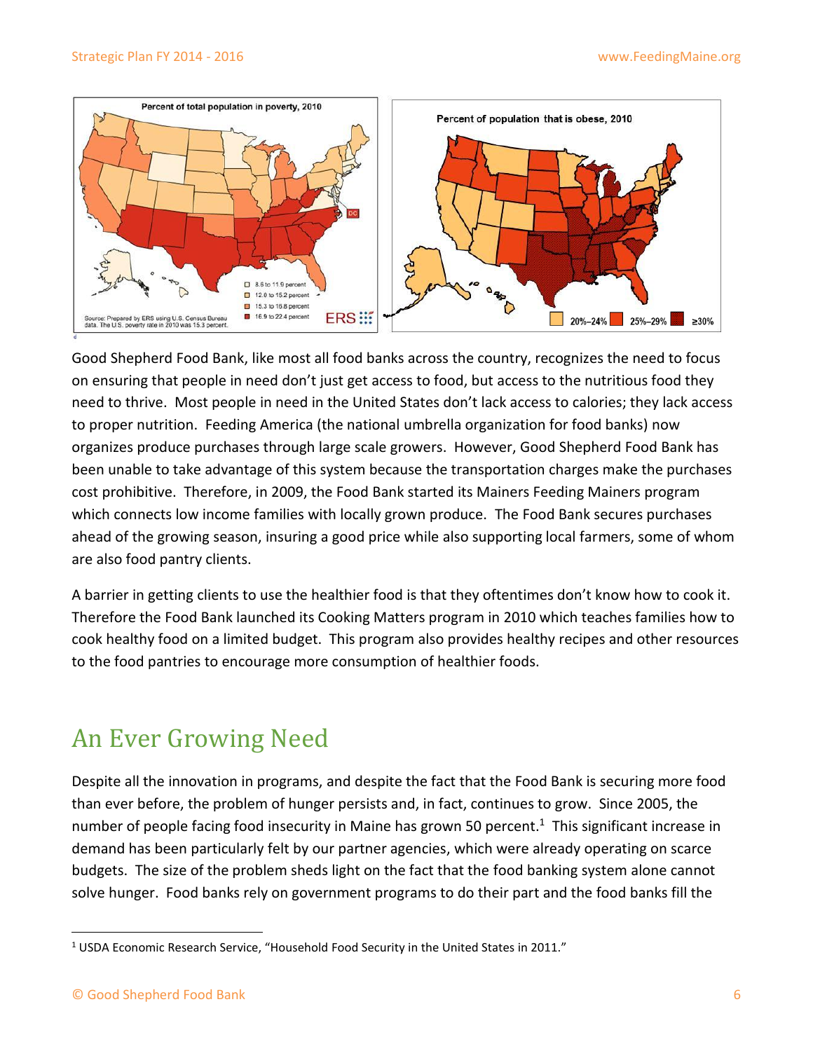Good Shepherd Food Bank, like most all food banks across the country, recognizes the need to focus on ensuring that people in need don't just get access to food, but access to the nutritious food they need to thrive. Most people in need in the United States don't lack access to calories; they lack access to proper nutrition. Feeding America (the national umbrella organization for food banks) now organizes produce purchases through large scale growers. However, Good Shepherd Food Bank has been unable to take advantage of this system because the transportation charges make the purchases cost prohibitive. Therefore, in 2009, the Food Bank started its Mainers Feeding Mainers program which connects low income families with locally grown produce. The Food Bank secures purchases ahead of the growing season, insuring a good price while also supporting local farmers, some of whom are also food pantry clients.

A barrier in getting clients to use the healthier food is that they oftentimes don't know how to cook it. Therefore the Food Bank launched its Cooking Matters program in 2010 which teaches families how to cook healthy food on a limited budget. This program also provides healthy recipes and other resources to the food pantries to encourage more consumption of healthier foods.

## An Ever Growing Need

Despite all the innovation in programs, and despite the fact that the Food Bank is securing more food than ever before, the problem of hunger persists and, in fact, continues to grow. Since 2005, the number of people facing food insecurity in Maine has grown 50 percent.[1] This significant increase in demand has been particularly felt by our partner agencies, which were already operating on scarce budgets. The size of the problem sheds light on the fact that the food banking system alone cannot solve hunger. Food banks rely on government programs to do their part and the food banks fill the

[1] USDA Economic Research Service, "Household Food Security in the United States in 2011."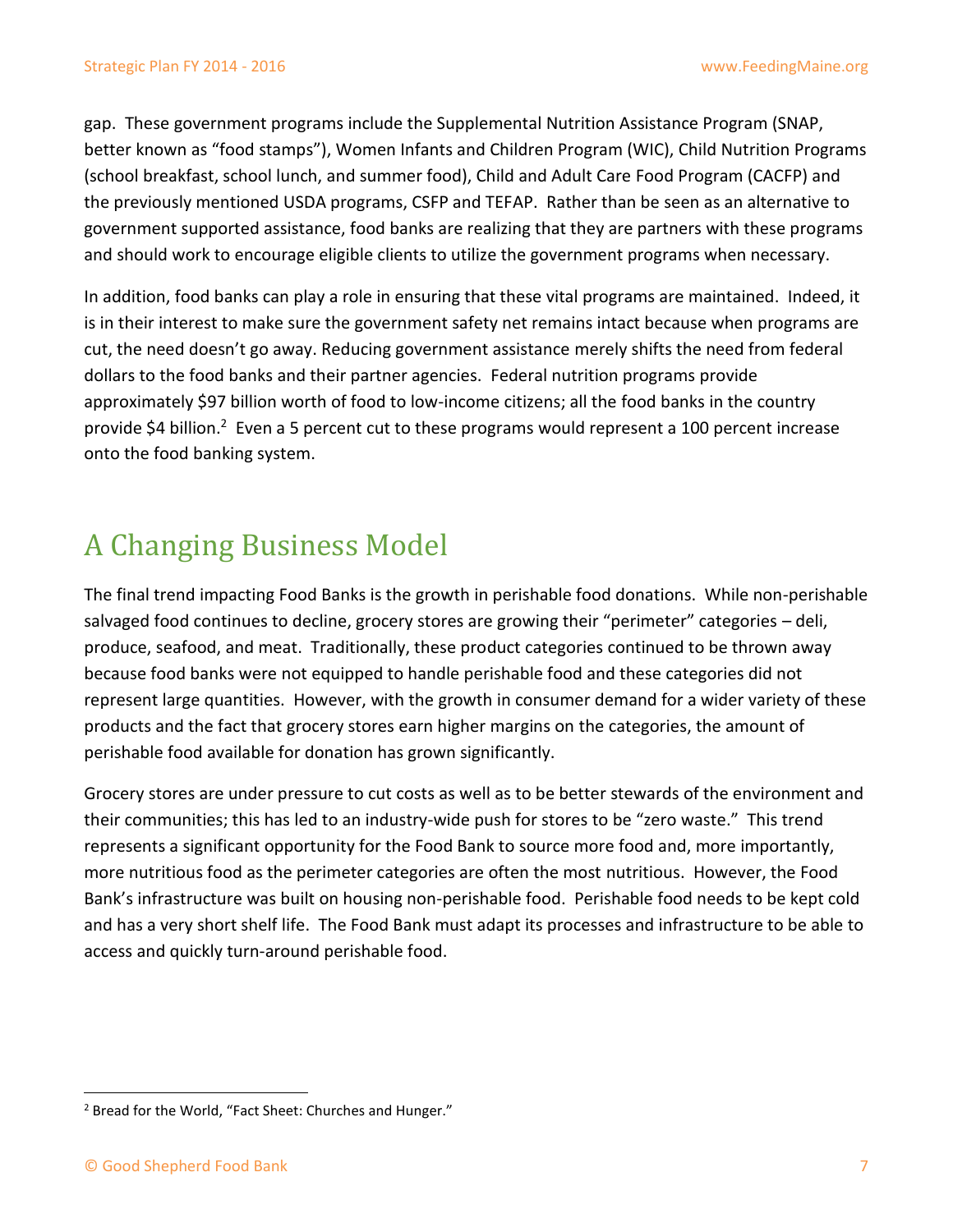gap. These government programs include the Supplemental Nutrition Assistance Program (SNAP, better known as "food stamps"), Women Infants and Children Program (WIC), Child Nutrition Programs (school breakfast, school lunch, and summer food), Child and Adult Care Food Program (CACFP) and the previously mentioned USDA programs, CSFP and TEFAP. Rather than be seen as an alternative to government supported assistance, food banks are realizing that they are partners with these programs and should work to encourage eligible clients to utilize the government programs when necessary.

In addition, food banks can play a role in ensuring that these vital programs are maintained. Indeed, it is in their interest to make sure the government safety net remains intact because when programs are cut, the need doesn't go away. Reducing government assistance merely shifts the need from federal dollars to the food banks and their partner agencies. Federal nutrition programs provide approximately $97 billion worth of food to low-income citizens; all the food banks in the country provide $4 billion.[2] Even a 5 percent cut to these programs would represent a 100 percent increase onto the food banking system.

## A Changing Business Model

The final trend impacting Food Banks is the growth in perishable food donations. While non-perishable salvaged food continues to decline, grocery stores are growing their "perimeter" categories – deli, produce, seafood, and meat. Traditionally, these product categories continued to be thrown away because food banks were not equipped to handle perishable food and these categories did not represent large quantities. However, with the growth in consumer demand for a wider variety of these products and the fact that grocery stores earn higher margins on the categories, the amount of perishable food available for donation has grown significantly.

Grocery stores are under pressure to cut costs as well as to be better stewards of the environment and their communities; this has led to an industry-wide push for stores to be "zero waste." This trend represents a significant opportunity for the Food Bank to source more food and, more importantly, more nutritious food as the perimeter categories are often the most nutritious. However, the Food Bank's infrastructure was built on housing non-perishable food. Perishable food needs to be kept cold and has a very short shelf life. The Food Bank must adapt its processes and infrastructure to be able to access and quickly turn-around perishable food.

[2] Bread for the World, "Fact Sheet: Churches and Hunger."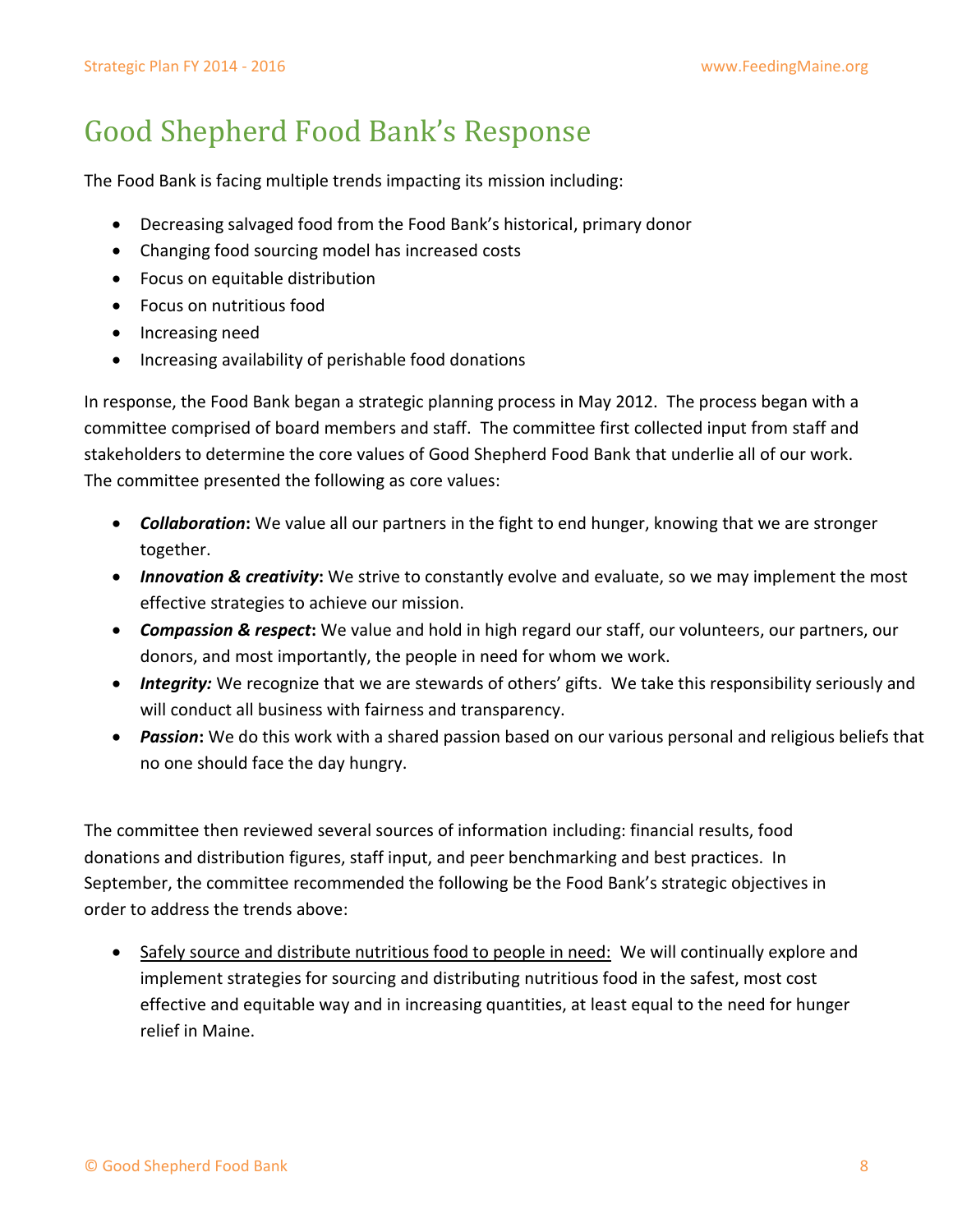# Good Shepherd Food Bank's Response

The Food Bank is facing multiple trends impacting its mission including:

- Decreasing salvaged food from the Food Bank's historical, primary donor
- Changing food sourcing model has increased costs
- Focus on equitable distribution
- Focus on nutritious food
- Increasing need
- Increasing availability of perishable food donations

In response, the Food Bank began a strategic planning process in May 2012. The process began with a committee comprised of board members and staff. The committee first collected input from staff and stakeholders to determine the core values of Good Shepherd Food Bank that underlie all of our work. The committee presented the following as core values:

- ***Collaboration*****:** We value all our partners in the fight to end hunger, knowing that we are stronger together.
- ***Innovation & creativity*****:** We strive to constantly evolve and evaluate, so we may implement the most effective strategies to achieve our mission.
- ***Compassion & respect*****:** We value and hold in high regard our staff, our volunteers, our partners, our donors, and most importantly, the people in need for whom we work.
- ***Integrity:*** We recognize that we are stewards of others' gifts. We take this responsibility seriously and will conduct all business with fairness and transparency.
- ***Passion*****:** We do this work with a shared passion based on our various personal and religious beliefs that no one should face the day hungry.

The committee then reviewed several sources of information including: financial results, food donations and distribution figures, staff input, and peer benchmarking and best practices. In September, the committee recommended the following be the Food Bank's strategic objectives in order to address the trends above:

- <u>Safely source and distribute nutritious food to people in need:</u> We will continually explore and implement strategies for sourcing and distributing nutritious food in the safest, most cost effective and equitable way and in increasing quantities, at least equal to the need for hunger relief in Maine.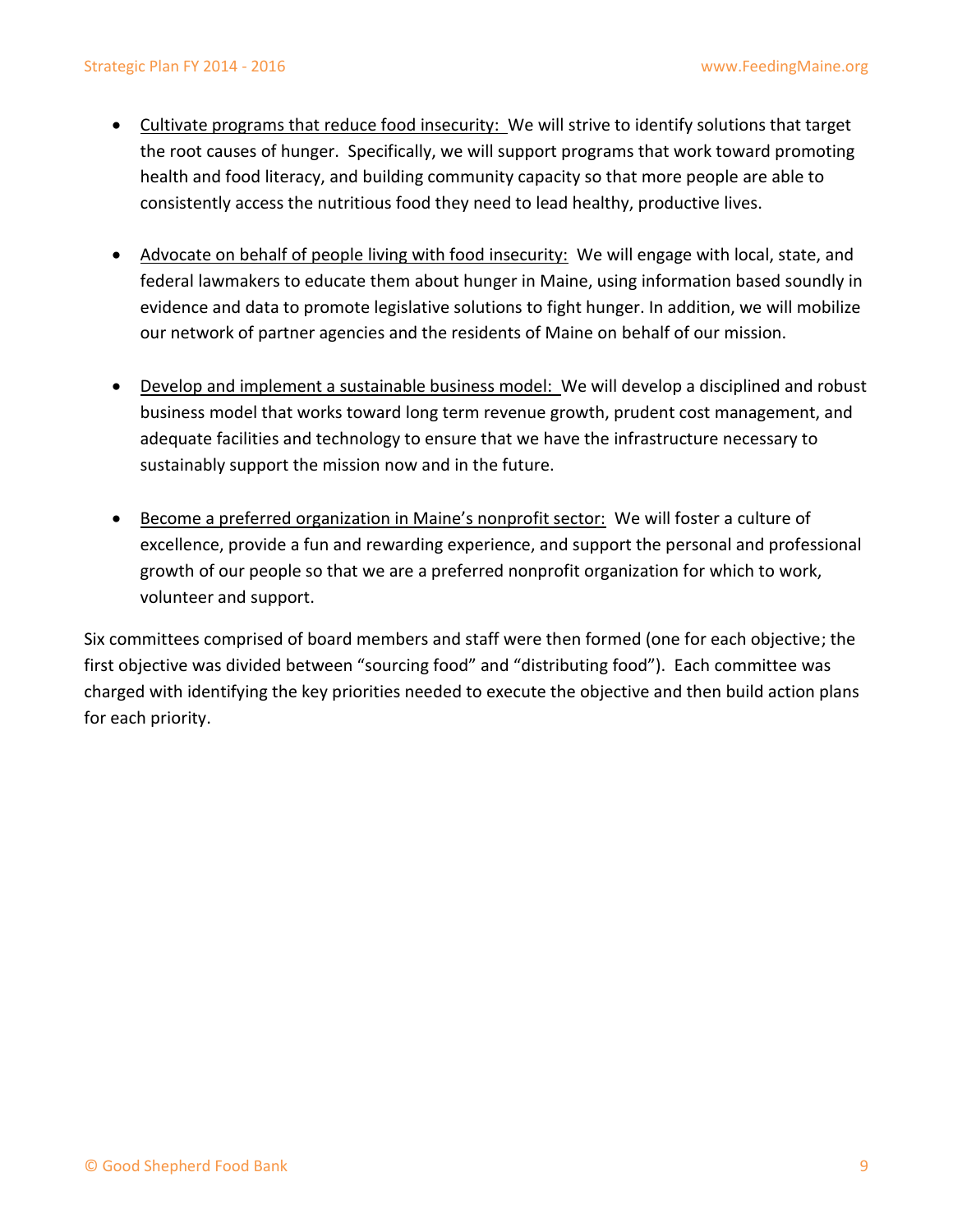- <u>Cultivate programs that reduce food insecurity:</u> We will strive to identify solutions that target the root causes of hunger. Specifically, we will support programs that work toward promoting health and food literacy, and building community capacity so that more people are able to consistently access the nutritious food they need to lead healthy, productive lives.

- <u>Advocate on behalf of people living with food insecurity:</u> We will engage with local, state, and federal lawmakers to educate them about hunger in Maine, using information based soundly in evidence and data to promote legislative solutions to fight hunger. In addition, we will mobilize our network of partner agencies and the residents of Maine on behalf of our mission.

- <u>Develop and implement a sustainable business model:</u> We will develop a disciplined and robust business model that works toward long term revenue growth, prudent cost management, and adequate facilities and technology to ensure that we have the infrastructure necessary to sustainably support the mission now and in the future.

- <u>Become a preferred organization in Maine's nonprofit sector:</u> We will foster a culture of excellence, provide a fun and rewarding experience, and support the personal and professional growth of our people so that we are a preferred nonprofit organization for which to work, volunteer and support.

Six committees comprised of board members and staff were then formed (one for each objective; the first objective was divided between "sourcing food" and "distributing food"). Each committee was charged with identifying the key priorities needed to execute the objective and then build action plans for each priority.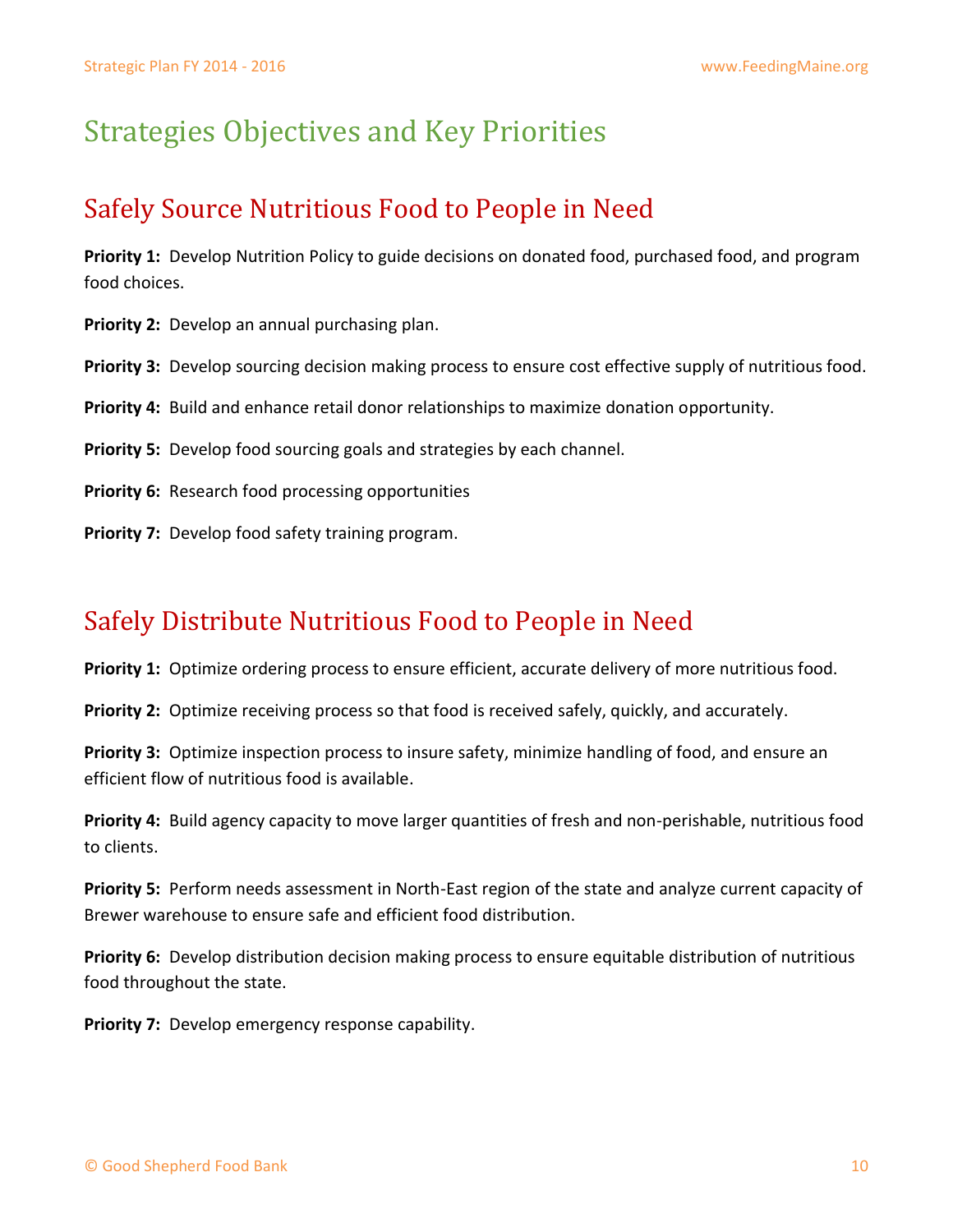# Strategies Objectives and Key Priorities

## Safely Source Nutritious Food to People in Need

**Priority 1:** Develop Nutrition Policy to guide decisions on donated food, purchased food, and program food choices.

**Priority 2:** Develop an annual purchasing plan.

**Priority 3:** Develop sourcing decision making process to ensure cost effective supply of nutritious food.

**Priority 4:** Build and enhance retail donor relationships to maximize donation opportunity.

**Priority 5:** Develop food sourcing goals and strategies by each channel.

**Priority 6:** Research food processing opportunities

**Priority 7:** Develop food safety training program.

## Safely Distribute Nutritious Food to People in Need

**Priority 1:** Optimize ordering process to ensure efficient, accurate delivery of more nutritious food.

**Priority 2:** Optimize receiving process so that food is received safely, quickly, and accurately.

**Priority 3:** Optimize inspection process to insure safety, minimize handling of food, and ensure an efficient flow of nutritious food is available.

**Priority 4:** Build agency capacity to move larger quantities of fresh and non-perishable, nutritious food to clients.

**Priority 5:** Perform needs assessment in North-East region of the state and analyze current capacity of Brewer warehouse to ensure safe and efficient food distribution.

**Priority 6:** Develop distribution decision making process to ensure equitable distribution of nutritious food throughout the state.

**Priority 7:** Develop emergency response capability.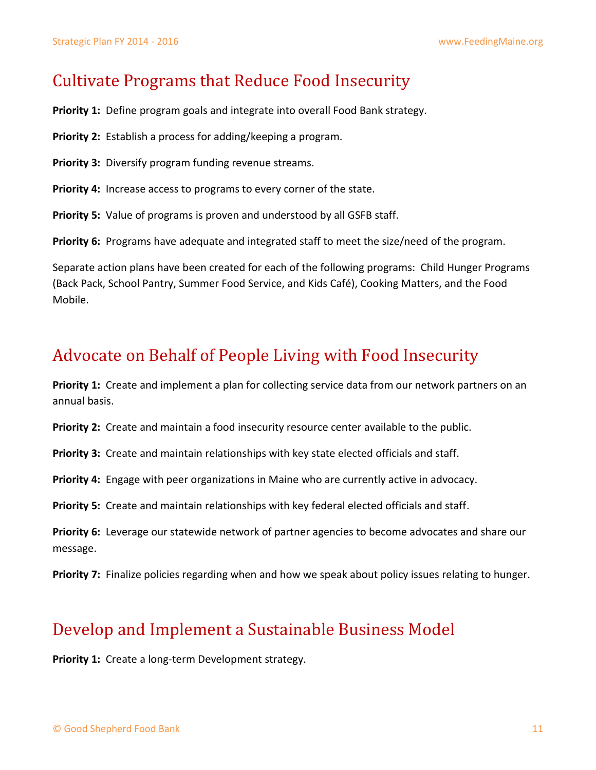## Cultivate Programs that Reduce Food Insecurity

**Priority 1:** Define program goals and integrate into overall Food Bank strategy.

**Priority 2:** Establish a process for adding/keeping a program.

**Priority 3:** Diversify program funding revenue streams.

**Priority 4:** Increase access to programs to every corner of the state.

**Priority 5:** Value of programs is proven and understood by all GSFB staff.

**Priority 6:** Programs have adequate and integrated staff to meet the size/need of the program.

Separate action plans have been created for each of the following programs: Child Hunger Programs (Back Pack, School Pantry, Summer Food Service, and Kids Café), Cooking Matters, and the Food Mobile.

## Advocate on Behalf of People Living with Food Insecurity

**Priority 1:** Create and implement a plan for collecting service data from our network partners on an annual basis.

**Priority 2:** Create and maintain a food insecurity resource center available to the public.

**Priority 3:** Create and maintain relationships with key state elected officials and staff.

**Priority 4:** Engage with peer organizations in Maine who are currently active in advocacy.

**Priority 5:** Create and maintain relationships with key federal elected officials and staff.

**Priority 6:** Leverage our statewide network of partner agencies to become advocates and share our message.

**Priority 7:** Finalize policies regarding when and how we speak about policy issues relating to hunger.

## Develop and Implement a Sustainable Business Model

**Priority 1:** Create a long-term Development strategy.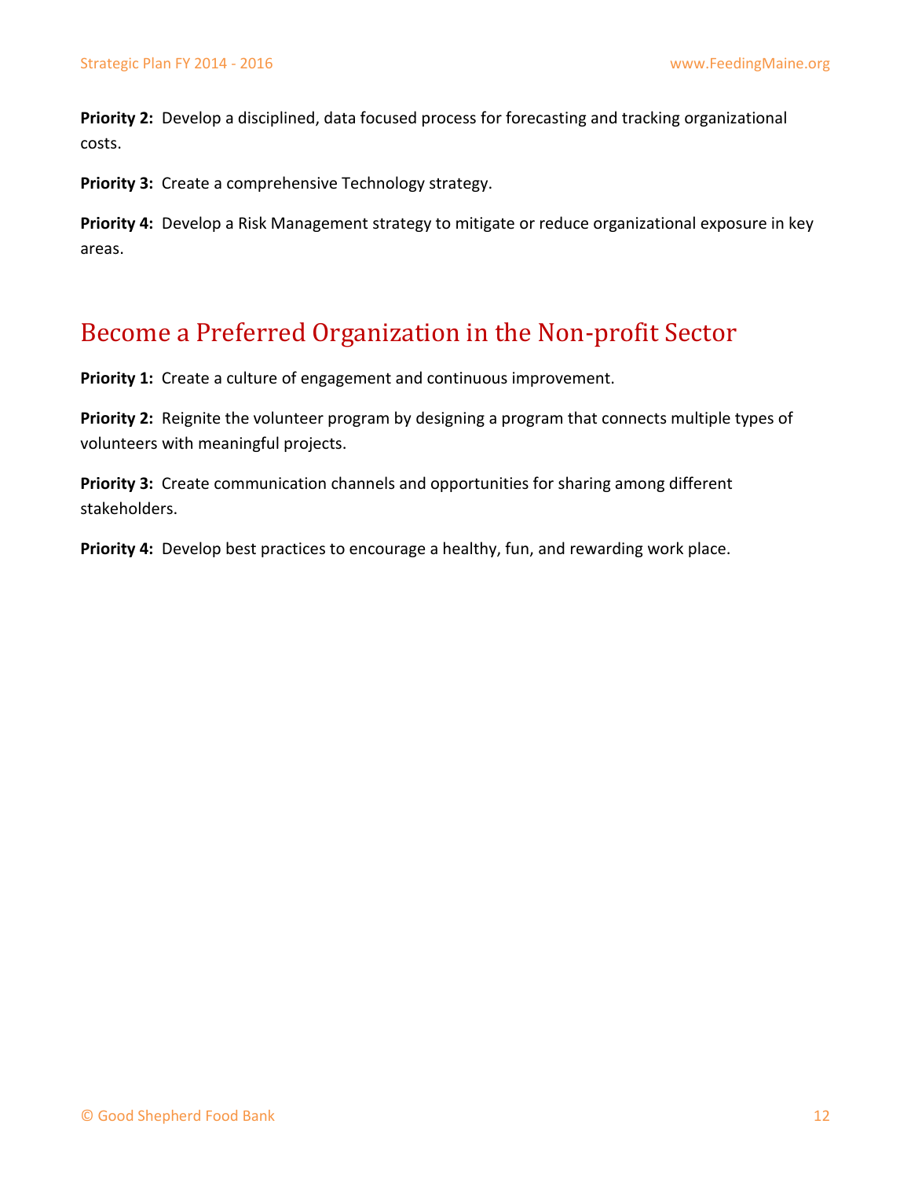**Priority 2:** Develop a disciplined, data focused process for forecasting and tracking organizational costs.

**Priority 3:** Create a comprehensive Technology strategy.

**Priority 4:** Develop a Risk Management strategy to mitigate or reduce organizational exposure in key areas.

## Become a Preferred Organization in the Non-profit Sector

**Priority 1:** Create a culture of engagement and continuous improvement.

**Priority 2:** Reignite the volunteer program by designing a program that connects multiple types of volunteers with meaningful projects.

**Priority 3:** Create communication channels and opportunities for sharing among different stakeholders.

**Priority 4:** Develop best practices to encourage a healthy, fun, and rewarding work place.